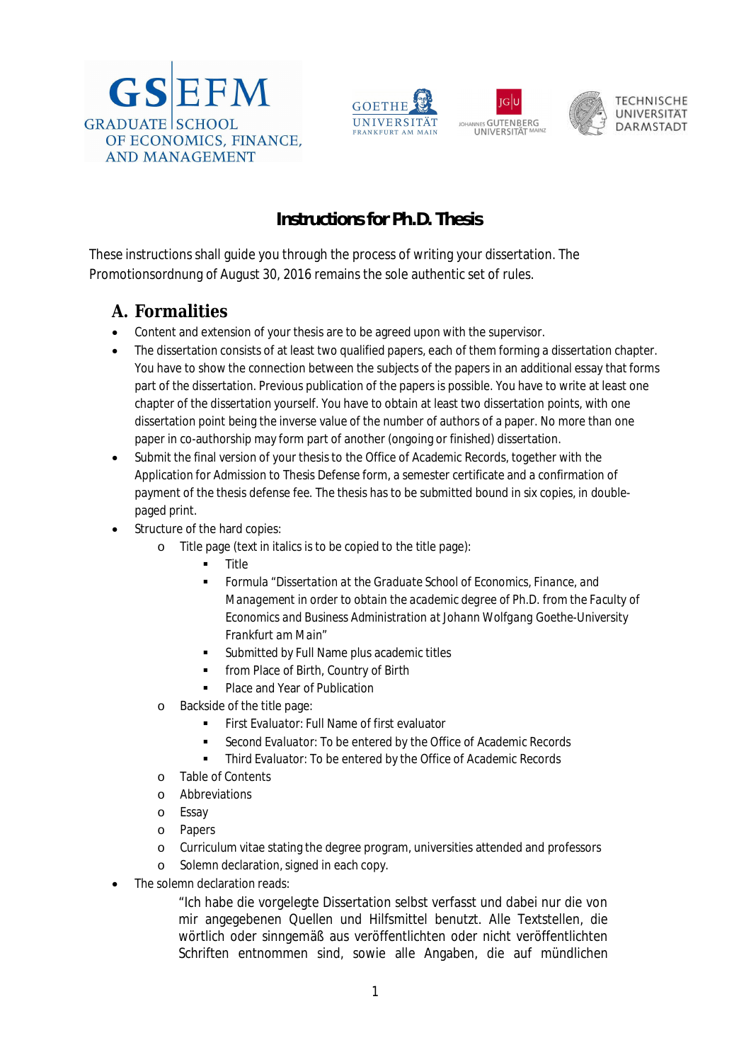GSEFM GRADUATE SCHOOL OF ECONOMICS, FINANCE, AND MANAGEMENT

GOETHE UNIVERSITÄT FRANKFURT AM MAIN

JOHANNES GUTENBERG UNIVERSITÄT MAINZ

TECHNISCHE UNIVERSITÄT DARMSTADT

# Instructions for Ph.D. Thesis

These instructions shall guide you through the process of writing your dissertation. The Promotionsordnung of August 30, 2016 remains the sole authentic set of rules.

## A. Formalities

- Content and extension of your thesis are to be agreed upon with the supervisor.
- The dissertation consists of at least two qualified papers, each of them forming a dissertation chapter. You have to show the connection between the subjects of the papers in an additional essay that forms part of the dissertation. Previous publication of the papers is possible. You have to write at least one chapter of the dissertation yourself. You have to obtain at least two dissertation points, with one dissertation point being the inverse value of the number of authors of a paper. No more than one paper in co-authorship may form part of another (ongoing or finished) dissertation.
- Submit the final version of your thesis to the Office of Academic Records, together with the Application for Admission to Thesis Defense form, a semester certificate and a confirmation of payment of the thesis defense fee. The thesis has to be submitted bound in six copies, in double-paged print.
- Structure of the hard copies:
  - Title page (text in italics is to be copied to the title page):
    - Title
    - Formula *"Dissertation at the Graduate School of Economics, Finance, and Management in order to obtain the academic degree of Ph.D. from the Faculty of Economics and Business Administration at Johann Wolfgang Goethe-University Frankfurt am Main"*
    - *Submitted by* Full Name plus academic titles
    - *from* Place of Birth, Country of Birth
    - Place and Year of Publication
  - Backside of the title page:
    - *First Evaluator:* Full Name of first evaluator
    - *Second Evaluator:* To be entered by the Office of Academic Records
    - *Third Evaluator:* To be entered by the Office of Academic Records
  - Table of Contents
  - Abbreviations
  - Essay
  - Papers
  - Curriculum vitae stating the degree program, universities attended and professors
  - Solemn declaration, signed in each copy.
- The solemn declaration reads:

  "Ich habe die vorgelegte Dissertation selbst verfasst und dabei nur die von mir angegebenen Quellen und Hilfsmittel benutzt. Alle Textstellen, die wörtlich oder sinngemäß aus veröffentlichten oder nicht veröffentlichten Schriften entnommen sind, sowie alle Angaben, die auf mündlichen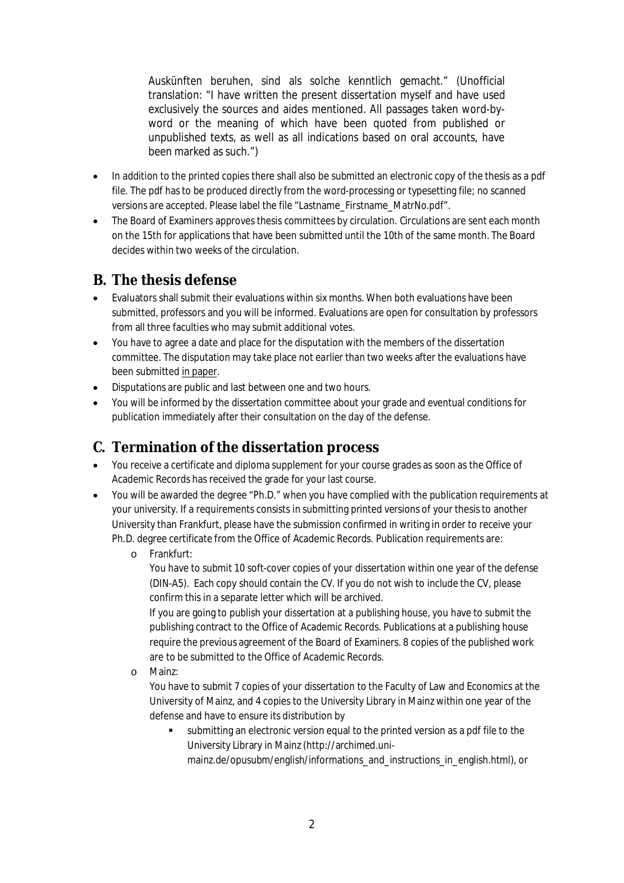Auskünften beruhen, sind als solche kenntlich gemacht." (Unofficial translation: "I have written the present dissertation myself and have used exclusively the sources and aides mentioned. All passages taken word-by-word or the meaning of which have been quoted from published or unpublished texts, as well as all indications based on oral accounts, have been marked as such.")

- In addition to the printed copies there shall also be submitted an electronic copy of the thesis as a pdf file. The pdf has to be produced directly from the word-processing or typesetting file; no scanned versions are accepted. Please label the file "Lastname_Firstname_MatrNo.pdf".
- The Board of Examiners approves thesis committees by circulation. Circulations are sent each month on the 15th for applications that have been submitted until the 10th of the same month. The Board decides within two weeks of the circulation.

## B. The thesis defense

- Evaluators shall submit their evaluations within six months. When both evaluations have been submitted, professors and you will be informed. Evaluations are open for consultation by professors from all three faculties who may submit additional votes.
- You have to agree a date and place for the disputation with the members of the dissertation committee. The disputation may take place not earlier than two weeks after the evaluations have been submitted in paper.
- Disputations are public and last between one and two hours.
- You will be informed by the dissertation committee about your grade and eventual conditions for publication immediately after their consultation on the day of the defense.

## C. Termination of the dissertation process

- You receive a certificate and diploma supplement for your course grades as soon as the Office of Academic Records has received the grade for your last course.
- You will be awarded the degree "Ph.D." when you have complied with the publication requirements at your university. If a requirements consists in submitting printed versions of your thesis to another University than Frankfurt, please have the submission confirmed in writing in order to receive your Ph.D. degree certificate from the Office of Academic Records. Publication requirements are:
  - Frankfurt:
    You have to submit 10 soft-cover copies of your dissertation within one year of the defense (DIN-A5). Each copy should contain the CV. If you do not wish to include the CV, please confirm this in a separate letter which will be archived.
    If you are going to publish your dissertation at a publishing house, you have to submit the publishing contract to the Office of Academic Records. Publications at a publishing house require the previous agreement of the Board of Examiners. 8 copies of the published work are to be submitted to the Office of Academic Records.
  - Mainz:
    You have to submit 7 copies of your dissertation to the Faculty of Law and Economics at the University of Mainz, and 4 copies to the University Library in Mainz within one year of the defense and have to ensure its distribution by
    - submitting an electronic version equal to the printed version as a pdf file to the University Library in Mainz (http://archimed.uni-mainz.de/opusubm/english/informations_and_instructions_in_english.html), or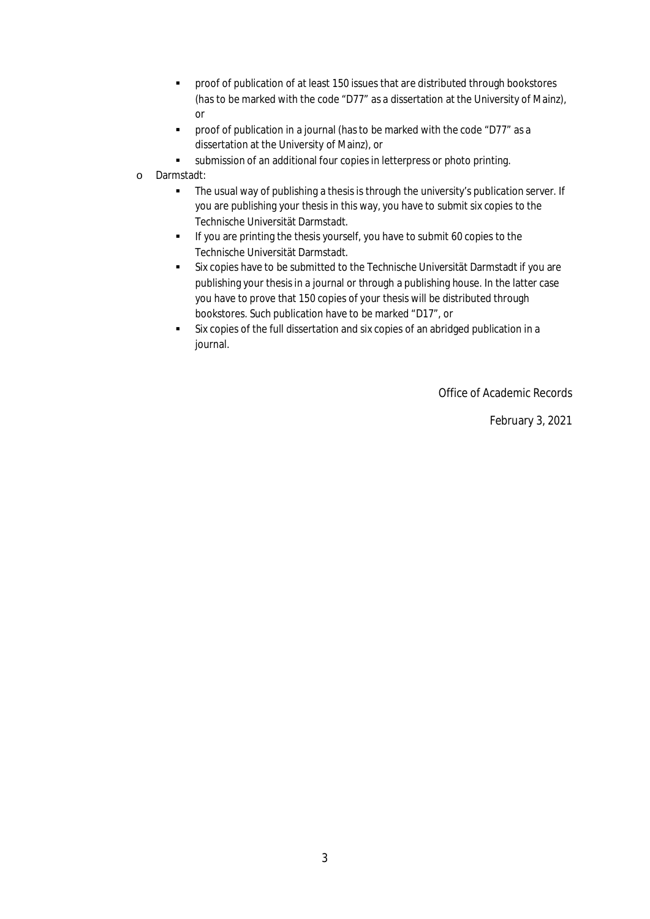- proof of publication of at least 150 issues that are distributed through bookstores (has to be marked with the code "D77" as a dissertation at the University of Mainz), or
    - proof of publication in a journal (has to be marked with the code "D77" as a dissertation at the University of Mainz), or
    - submission of an additional four copies in letterpress or photo printing.
- Darmstadt:
    - The usual way of publishing a thesis is through the university's publication server. If you are publishing your thesis in this way, you have to submit six copies to the Technische Universität Darmstadt.
    - If you are printing the thesis yourself, you have to submit 60 copies to the Technische Universität Darmstadt.
    - Six copies have to be submitted to the Technische Universität Darmstadt if you are publishing your thesis in a journal or through a publishing house. In the latter case you have to prove that 150 copies of your thesis will be distributed through bookstores. Such publication have to be marked "D17", or
    - Six copies of the full dissertation and six copies of an abridged publication in a journal.

Office of Academic Records

February 3, 2021